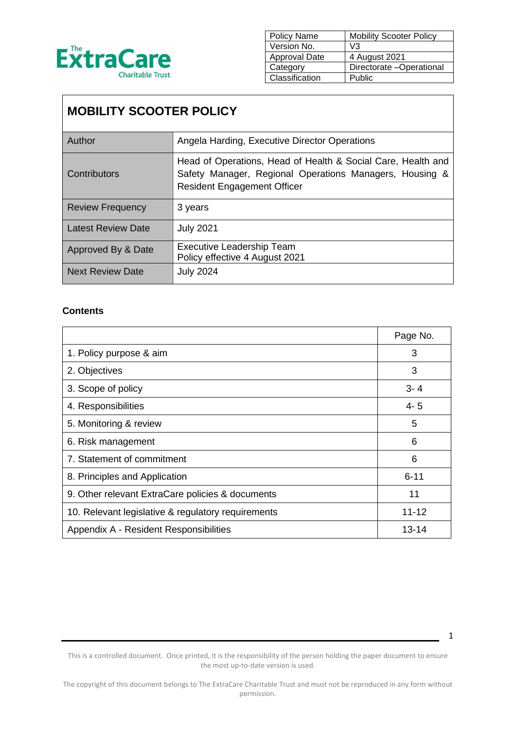The ExtraCare Charitable Trust

| Policy Name | Mobility Scooter Policy |
| --- | --- |
| Version No. | V3 |
| Approval Date | 4 August 2021 |
| Category | Directorate –Operational |
| Classification | Public |

# MOBILITY SCOOTER POLICY

| Author | Angela Harding, Executive Director Operations |
| --- | --- |
| Contributors | Head of Operations, Head of Health & Social Care, Health and Safety Manager, Regional Operations Managers, Housing & Resident Engagement Officer |
| Review Frequency | 3 years |
| Latest Review Date | July 2021 |
| Approved By & Date | Executive Leadership Team<br>Policy effective 4 August 2021 |
| Next Review Date | July 2024 |

**Contents**

| | Page No. |
| --- | --- |
| 1. Policy purpose & aim | 3 |
| 2. Objectives | 3 |
| 3. Scope of policy | 3- 4 |
| 4. Responsibilities | 4- 5 |
| 5. Monitoring & review | 5 |
| 6. Risk management | 6 |
| 7. Statement of commitment | 6 |
| 8. Principles and Application | 6-11 |
| 9. Other relevant ExtraCare policies & documents | 11 |
| 10. Relevant legislative & regulatory requirements | 11-12 |
| Appendix A - Resident Responsibilities | 13-14 |

This is a controlled document. Once printed, it is the responsibility of the person holding the paper document to ensure the most up-to-date version is used.

The copyright of this document belongs to The ExtraCare Charitable Trust and must not be reproduced in any form without permission.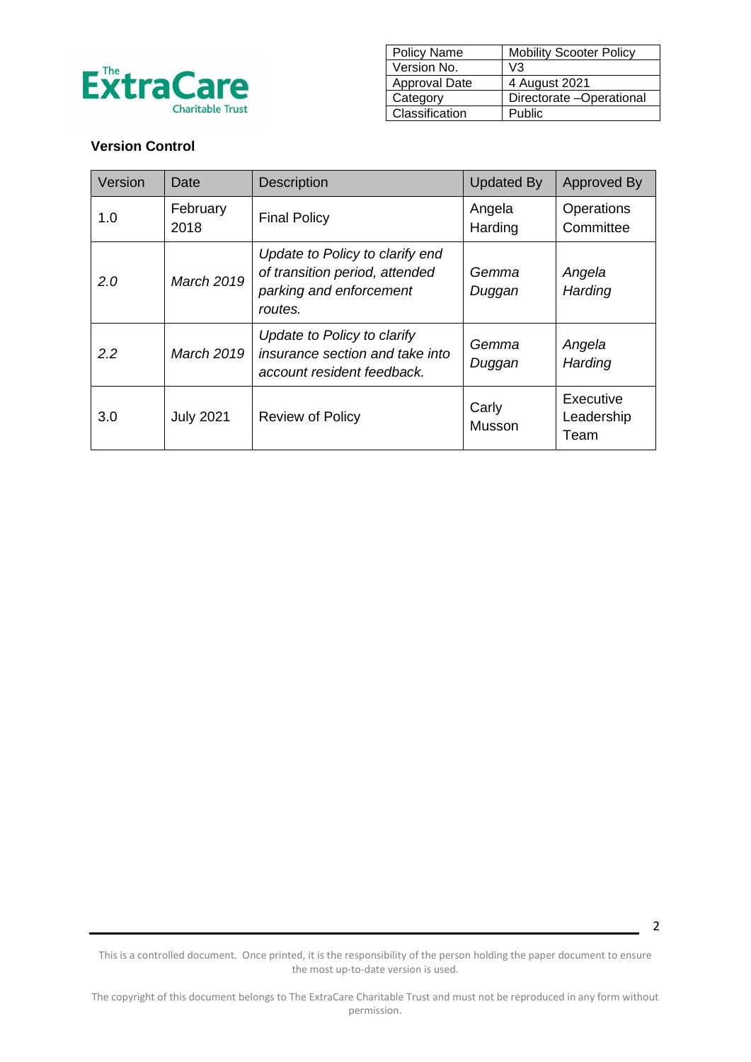| Policy Name | Mobility Scooter Policy |
|---|---|
| Version No. | V3 |
| Approval Date | 4 August 2021 |
| Category | Directorate –Operational |
| Classification | Public |

**Version Control**

| Version | Date | Description | Updated By | Approved By |
|---|---|---|---|---|
| 1.0 | February 2018 | Final Policy | Angela Harding | Operations Committee |
| *2.0* | *March 2019* | *Update to Policy to clarify end of transition period, attended parking and enforcement routes.* | *Gemma Duggan* | *Angela Harding* |
| *2.2* | *March 2019* | *Update to Policy to clarify insurance section and take into account resident feedback.* | *Gemma Duggan* | *Angela Harding* |
| 3.0 | July 2021 | Review of Policy | Carly Musson | Executive Leadership Team |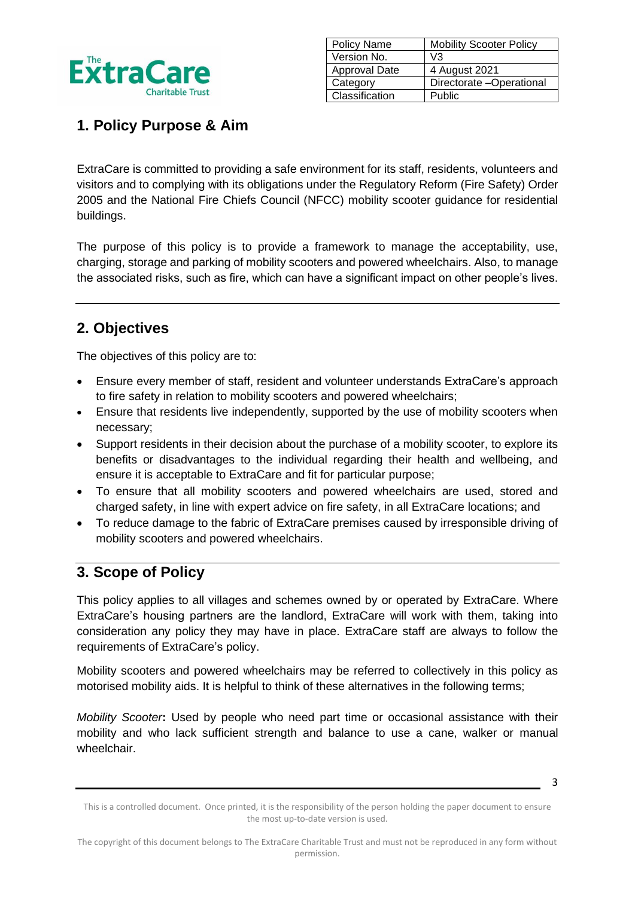| Policy Name | Mobility Scooter Policy |
| --- | --- |
| Version No. | V3 |
| Approval Date | 4 August 2021 |
| Category | Directorate –Operational |
| Classification | Public |

## 1. Policy Purpose & Aim

ExtraCare is committed to providing a safe environment for its staff, residents, volunteers and visitors and to complying with its obligations under the Regulatory Reform (Fire Safety) Order 2005 and the National Fire Chiefs Council (NFCC) mobility scooter guidance for residential buildings.

The purpose of this policy is to provide a framework to manage the acceptability, use, charging, storage and parking of mobility scooters and powered wheelchairs. Also, to manage the associated risks, such as fire, which can have a significant impact on other people's lives.

## 2. Objectives

The objectives of this policy are to:

- Ensure every member of staff, resident and volunteer understands ExtraCare's approach to fire safety in relation to mobility scooters and powered wheelchairs;
- Ensure that residents live independently, supported by the use of mobility scooters when necessary;
- Support residents in their decision about the purchase of a mobility scooter, to explore its benefits or disadvantages to the individual regarding their health and wellbeing, and ensure it is acceptable to ExtraCare and fit for particular purpose;
- To ensure that all mobility scooters and powered wheelchairs are used, stored and charged safely, in line with expert advice on fire safety, in all ExtraCare locations; and
- To reduce damage to the fabric of ExtraCare premises caused by irresponsible driving of mobility scooters and powered wheelchairs.

## 3. Scope of Policy

This policy applies to all villages and schemes owned by or operated by ExtraCare. Where ExtraCare's housing partners are the landlord, ExtraCare will work with them, taking into consideration any policy they may have in place. ExtraCare staff are always to follow the requirements of ExtraCare's policy.

Mobility scooters and powered wheelchairs may be referred to collectively in this policy as motorised mobility aids. It is helpful to think of these alternatives in the following terms;

*Mobility Scooter***:** Used by people who need part time or occasional assistance with their mobility and who lack sufficient strength and balance to use a cane, walker or manual wheelchair.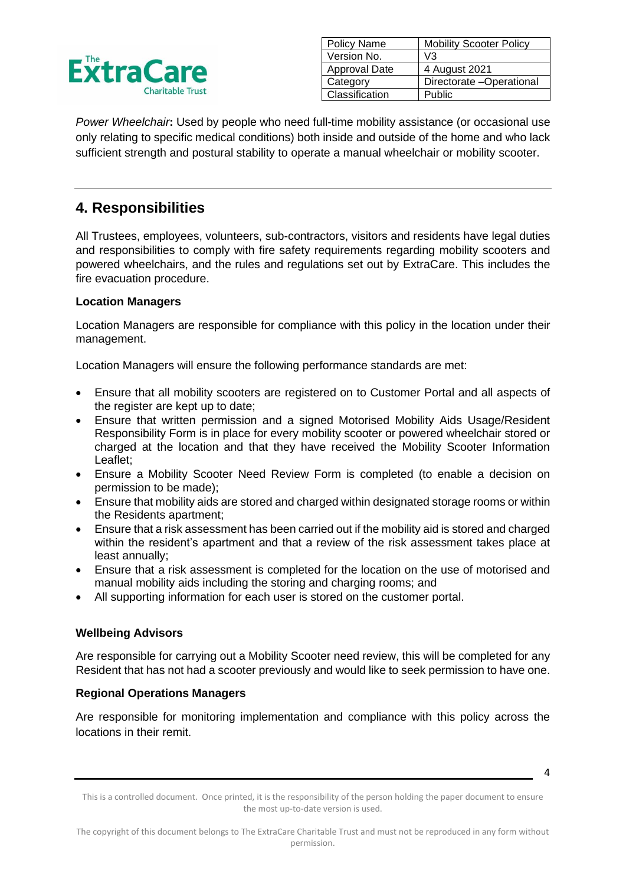*Power Wheelchair***:** Used by people who need full-time mobility assistance (or occasional use only relating to specific medical conditions) both inside and outside of the home and who lack sufficient strength and postural stability to operate a manual wheelchair or mobility scooter.

---

## 4. Responsibilities

All Trustees, employees, volunteers, sub-contractors, visitors and residents have legal duties and responsibilities to comply with fire safety requirements regarding mobility scooters and powered wheelchairs, and the rules and regulations set out by ExtraCare. This includes the fire evacuation procedure.

**Location Managers**

Location Managers are responsible for compliance with this policy in the location under their management.

Location Managers will ensure the following performance standards are met:

- Ensure that all mobility scooters are registered on to Customer Portal and all aspects of the register are kept up to date;
- Ensure that written permission and a signed Motorised Mobility Aids Usage/Resident Responsibility Form is in place for every mobility scooter or powered wheelchair stored or charged at the location and that they have received the Mobility Scooter Information Leaflet;
- Ensure a Mobility Scooter Need Review Form is completed (to enable a decision on permission to be made);
- Ensure that mobility aids are stored and charged within designated storage rooms or within the Residents apartment;
- Ensure that a risk assessment has been carried out if the mobility aid is stored and charged within the resident's apartment and that a review of the risk assessment takes place at least annually;
- Ensure that a risk assessment is completed for the location on the use of motorised and manual mobility aids including the storing and charging rooms; and
- All supporting information for each user is stored on the customer portal.

**Wellbeing Advisors**

Are responsible for carrying out a Mobility Scooter need review, this will be completed for any Resident that has not had a scooter previously and would like to seek permission to have one.

**Regional Operations Managers**

Are responsible for monitoring implementation and compliance with this policy across the locations in their remit.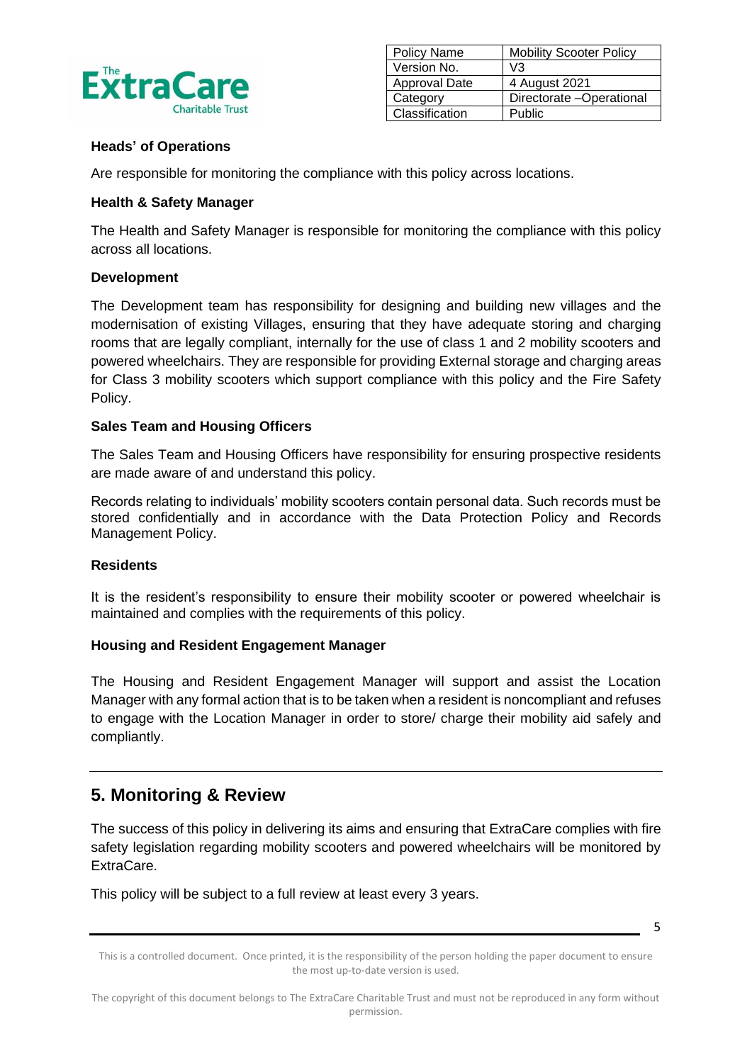**Heads' of Operations**

Are responsible for monitoring the compliance with this policy across locations.

**Health & Safety Manager**

The Health and Safety Manager is responsible for monitoring the compliance with this policy across all locations.

**Development**

The Development team has responsibility for designing and building new villages and the modernisation of existing Villages, ensuring that they have adequate storing and charging rooms that are legally compliant, internally for the use of class 1 and 2 mobility scooters and powered wheelchairs. They are responsible for providing External storage and charging areas for Class 3 mobility scooters which support compliance with this policy and the Fire Safety Policy.

**Sales Team and Housing Officers**

The Sales Team and Housing Officers have responsibility for ensuring prospective residents are made aware of and understand this policy.

Records relating to individuals' mobility scooters contain personal data. Such records must be stored confidentially and in accordance with the Data Protection Policy and Records Management Policy.

**Residents**

It is the resident's responsibility to ensure their mobility scooter or powered wheelchair is maintained and complies with the requirements of this policy.

**Housing and Resident Engagement Manager**

The Housing and Resident Engagement Manager will support and assist the Location Manager with any formal action that is to be taken when a resident is noncompliant and refuses to engage with the Location Manager in order to store/ charge their mobility aid safely and compliantly.

## 5. Monitoring & Review

The success of this policy in delivering its aims and ensuring that ExtraCare complies with fire safety legislation regarding mobility scooters and powered wheelchairs will be monitored by ExtraCare.

This policy will be subject to a full review at least every 3 years.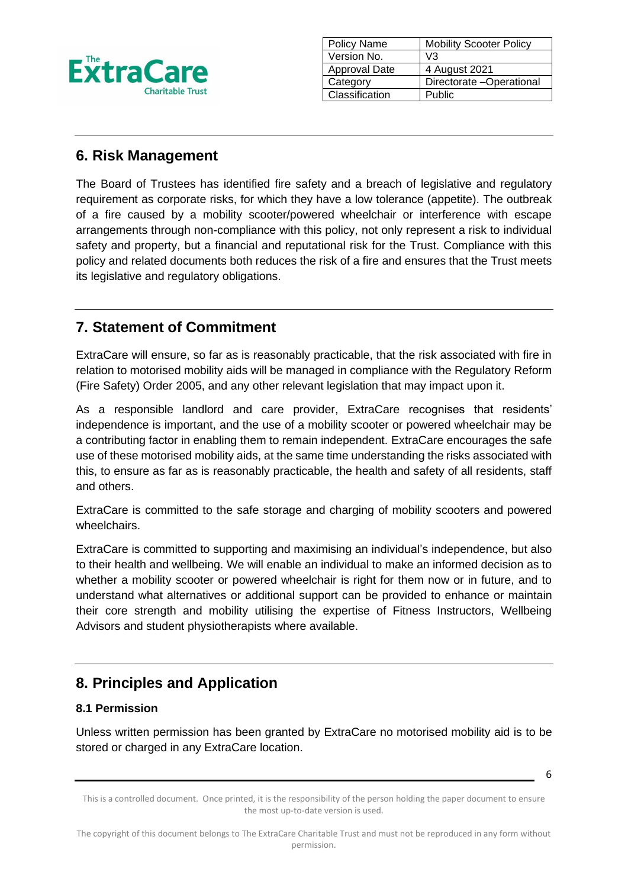## 6. Risk Management

The Board of Trustees has identified fire safety and a breach of legislative and regulatory requirement as corporate risks, for which they have a low tolerance (appetite). The outbreak of a fire caused by a mobility scooter/powered wheelchair or interference with escape arrangements through non-compliance with this policy, not only represent a risk to individual safety and property, but a financial and reputational risk for the Trust. Compliance with this policy and related documents both reduces the risk of a fire and ensures that the Trust meets its legislative and regulatory obligations.

## 7. Statement of Commitment

ExtraCare will ensure, so far as is reasonably practicable, that the risk associated with fire in relation to motorised mobility aids will be managed in compliance with the Regulatory Reform (Fire Safety) Order 2005, and any other relevant legislation that may impact upon it.

As a responsible landlord and care provider, ExtraCare recognises that residents' independence is important, and the use of a mobility scooter or powered wheelchair may be a contributing factor in enabling them to remain independent. ExtraCare encourages the safe use of these motorised mobility aids, at the same time understanding the risks associated with this, to ensure as far as is reasonably practicable, the health and safety of all residents, staff and others.

ExtraCare is committed to the safe storage and charging of mobility scooters and powered wheelchairs.

ExtraCare is committed to supporting and maximising an individual's independence, but also to their health and wellbeing. We will enable an individual to make an informed decision as to whether a mobility scooter or powered wheelchair is right for them now or in future, and to understand what alternatives or additional support can be provided to enhance or maintain their core strength and mobility utilising the expertise of Fitness Instructors, Wellbeing Advisors and student physiotherapists where available.

## 8. Principles and Application

### 8.1 Permission

Unless written permission has been granted by ExtraCare no motorised mobility aid is to be stored or charged in any ExtraCare location.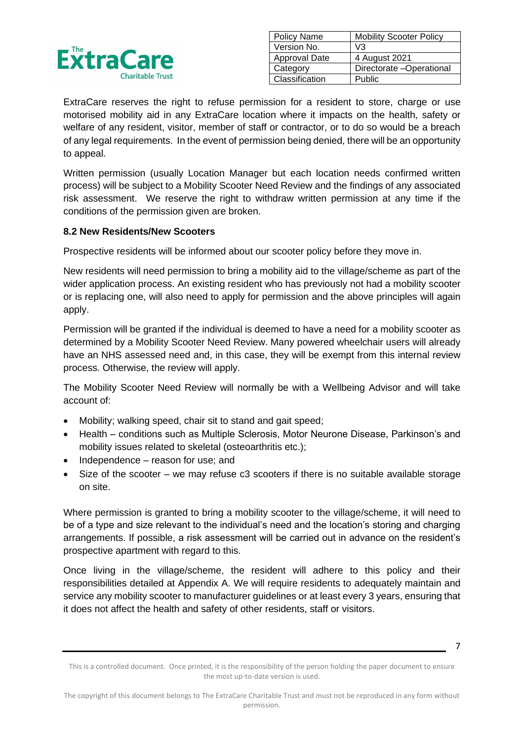ExtraCare reserves the right to refuse permission for a resident to store, charge or use motorised mobility aid in any ExtraCare location where it impacts on the health, safety or welfare of any resident, visitor, member of staff or contractor, or to do so would be a breach of any legal requirements. In the event of permission being denied, there will be an opportunity to appeal.

Written permission (usually Location Manager but each location needs confirmed written process) will be subject to a Mobility Scooter Need Review and the findings of any associated risk assessment. We reserve the right to withdraw written permission at any time if the conditions of the permission given are broken.

### 8.2 New Residents/New Scooters

Prospective residents will be informed about our scooter policy before they move in.

New residents will need permission to bring a mobility aid to the village/scheme as part of the wider application process. An existing resident who has previously not had a mobility scooter or is replacing one, will also need to apply for permission and the above principles will again apply.

Permission will be granted if the individual is deemed to have a need for a mobility scooter as determined by a Mobility Scooter Need Review. Many powered wheelchair users will already have an NHS assessed need and, in this case, they will be exempt from this internal review process. Otherwise, the review will apply.

The Mobility Scooter Need Review will normally be with a Wellbeing Advisor and will take account of:

- Mobility; walking speed, chair sit to stand and gait speed;
- Health – conditions such as Multiple Sclerosis, Motor Neurone Disease, Parkinson's and mobility issues related to skeletal (osteoarthritis etc.);
- Independence – reason for use; and
- Size of the scooter – we may refuse c3 scooters if there is no suitable available storage on site.

Where permission is granted to bring a mobility scooter to the village/scheme, it will need to be of a type and size relevant to the individual's need and the location's storing and charging arrangements. If possible, a risk assessment will be carried out in advance on the resident's prospective apartment with regard to this.

Once living in the village/scheme, the resident will adhere to this policy and their responsibilities detailed at Appendix A. We will require residents to adequately maintain and service any mobility scooter to manufacturer guidelines or at least every 3 years, ensuring that it does not affect the health and safety of other residents, staff or visitors.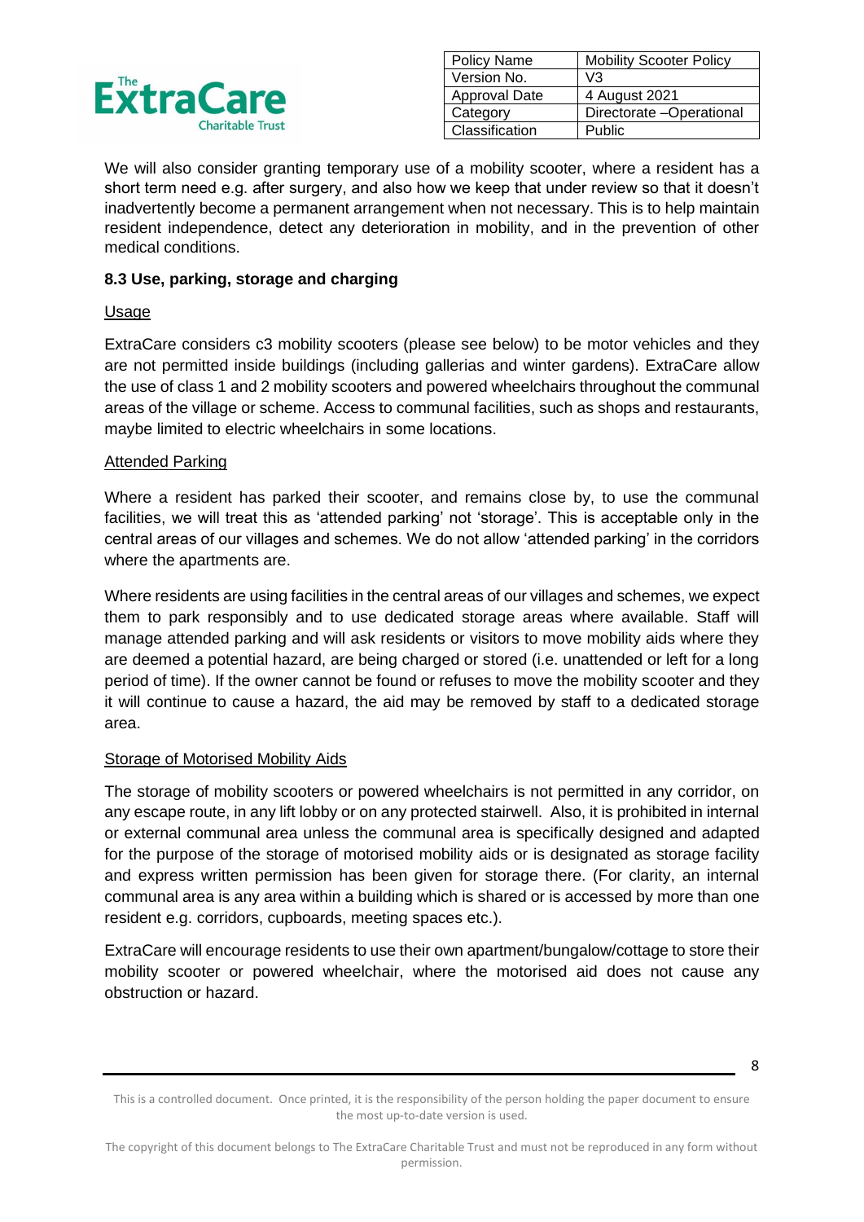We will also consider granting temporary use of a mobility scooter, where a resident has a short term need e.g. after surgery, and also how we keep that under review so that it doesn't inadvertently become a permanent arrangement when not necessary. This is to help maintain resident independence, detect any deterioration in mobility, and in the prevention of other medical conditions.

### 8.3 Use, parking, storage and charging

Usage

ExtraCare considers c3 mobility scooters (please see below) to be motor vehicles and they are not permitted inside buildings (including gallerias and winter gardens). ExtraCare allow the use of class 1 and 2 mobility scooters and powered wheelchairs throughout the communal areas of the village or scheme. Access to communal facilities, such as shops and restaurants, maybe limited to electric wheelchairs in some locations.

Attended Parking

Where a resident has parked their scooter, and remains close by, to use the communal facilities, we will treat this as 'attended parking' not 'storage'. This is acceptable only in the central areas of our villages and schemes. We do not allow 'attended parking' in the corridors where the apartments are.

Where residents are using facilities in the central areas of our villages and schemes, we expect them to park responsibly and to use dedicated storage areas where available. Staff will manage attended parking and will ask residents or visitors to move mobility aids where they are deemed a potential hazard, are being charged or stored (i.e. unattended or left for a long period of time). If the owner cannot be found or refuses to move the mobility scooter and they it will continue to cause a hazard, the aid may be removed by staff to a dedicated storage area.

Storage of Motorised Mobility Aids

The storage of mobility scooters or powered wheelchairs is not permitted in any corridor, on any escape route, in any lift lobby or on any protected stairwell. Also, it is prohibited in internal or external communal area unless the communal area is specifically designed and adapted for the purpose of the storage of motorised mobility aids or is designated as storage facility and express written permission has been given for storage there. (For clarity, an internal communal area is any area within a building which is shared or is accessed by more than one resident e.g. corridors, cupboards, meeting spaces etc.).

ExtraCare will encourage residents to use their own apartment/bungalow/cottage to store their mobility scooter or powered wheelchair, where the motorised aid does not cause any obstruction or hazard.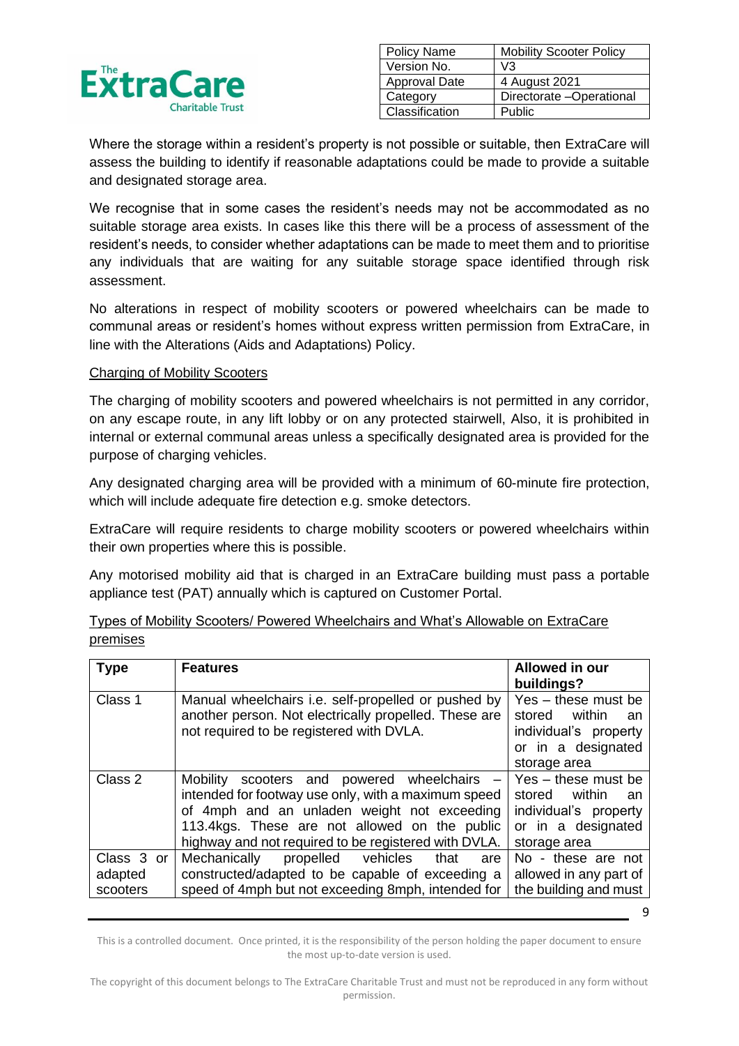Where the storage within a resident's property is not possible or suitable, then ExtraCare will assess the building to identify if reasonable adaptations could be made to provide a suitable and designated storage area.

We recognise that in some cases the resident's needs may not be accommodated as no suitable storage area exists. In cases like this there will be a process of assessment of the resident's needs, to consider whether adaptations can be made to meet them and to prioritise any individuals that are waiting for any suitable storage space identified through risk assessment.

No alterations in respect of mobility scooters or powered wheelchairs can be made to communal areas or resident's homes without express written permission from ExtraCare, in line with the Alterations (Aids and Adaptations) Policy.

<u>Charging of Mobility Scooters</u>

The charging of mobility scooters and powered wheelchairs is not permitted in any corridor, on any escape route, in any lift lobby or on any protected stairwell, Also, it is prohibited in internal or external communal areas unless a specifically designated area is provided for the purpose of charging vehicles.

Any designated charging area will be provided with a minimum of 60-minute fire protection, which will include adequate fire detection e.g. smoke detectors.

ExtraCare will require residents to charge mobility scooters or powered wheelchairs within their own properties where this is possible.

Any motorised mobility aid that is charged in an ExtraCare building must pass a portable appliance test (PAT) annually which is captured on Customer Portal.

<u>Types of Mobility Scooters/ Powered Wheelchairs and What's Allowable on ExtraCare premises</u>

| Type | Features | Allowed in our buildings? |
|---|---|---|
| Class 1 | Manual wheelchairs i.e. self-propelled or pushed by another person. Not electrically propelled. These are not required to be registered with DVLA. | Yes – these must be stored within an individual's property or in a designated storage area |
| Class 2 | Mobility scooters and powered wheelchairs – intended for footway use only, with a maximum speed of 4mph and an unladen weight not exceeding 113.4kgs. These are not allowed on the public highway and not required to be registered with DVLA. | Yes – these must be stored within an individual's property or in a designated storage area |
| Class 3 or adapted scooters | Mechanically propelled vehicles that are constructed/adapted to be capable of exceeding a speed of 4mph but not exceeding 8mph, intended for | No - these are not allowed in any part of the building and must |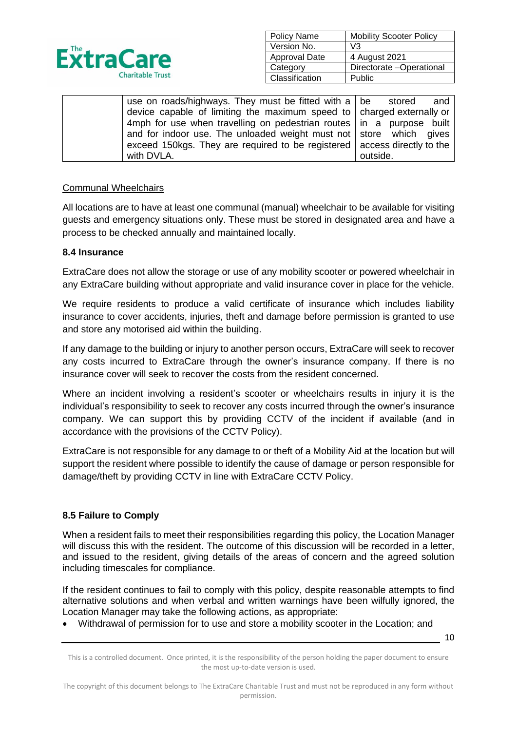| | use on roads/highways. They must be fitted with a device capable of limiting the maximum speed to 4mph for use when travelling on pedestrian routes and for indoor use. The unloaded weight must not exceed 150kgs. They are required to be registered with DVLA. | be stored and charged externally or in a purpose built store which gives access directly to the outside. |
|---|---|---|

Communal Wheelchairs

All locations are to have at least one communal (manual) wheelchair to be available for visiting guests and emergency situations only. These must be stored in designated area and have a process to be checked annually and maintained locally.

**8.4 Insurance**

ExtraCare does not allow the storage or use of any mobility scooter or powered wheelchair in any ExtraCare building without appropriate and valid insurance cover in place for the vehicle.

We require residents to produce a valid certificate of insurance which includes liability insurance to cover accidents, injuries, theft and damage before permission is granted to use and store any motorised aid within the building.

If any damage to the building or injury to another person occurs, ExtraCare will seek to recover any costs incurred to ExtraCare through the owner's insurance company. If there is no insurance cover will seek to recover the costs from the resident concerned.

Where an incident involving a resident's scooter or wheelchairs results in injury it is the individual's responsibility to seek to recover any costs incurred through the owner's insurance company. We can support this by providing CCTV of the incident if available (and in accordance with the provisions of the CCTV Policy).

ExtraCare is not responsible for any damage to or theft of a Mobility Aid at the location but will support the resident where possible to identify the cause of damage or person responsible for damage/theft by providing CCTV in line with ExtraCare CCTV Policy.

**8.5 Failure to Comply**

When a resident fails to meet their responsibilities regarding this policy, the Location Manager will discuss this with the resident. The outcome of this discussion will be recorded in a letter, and issued to the resident, giving details of the areas of concern and the agreed solution including timescales for compliance.

If the resident continues to fail to comply with this policy, despite reasonable attempts to find alternative solutions and when verbal and written warnings have been wilfully ignored, the Location Manager may take the following actions, as appropriate:

- Withdrawal of permission for to use and store a mobility scooter in the Location; and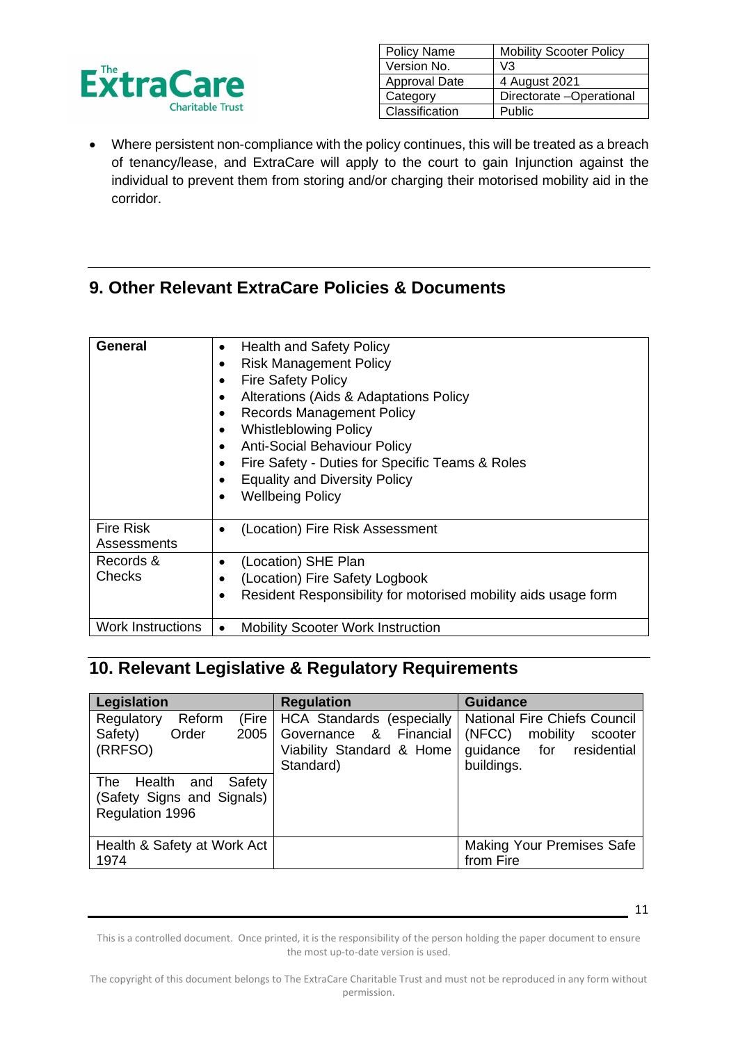- Where persistent non-compliance with the policy continues, this will be treated as a breach of tenancy/lease, and ExtraCare will apply to the court to gain Injunction against the individual to prevent them from storing and/or charging their motorised mobility aid in the corridor.

## 9. Other Relevant ExtraCare Policies & Documents

| **General** | • Health and Safety Policy<br>• Risk Management Policy<br>• Fire Safety Policy<br>• Alterations (Aids & Adaptations Policy<br>• Records Management Policy<br>• Whistleblowing Policy<br>• Anti-Social Behaviour Policy<br>• Fire Safety - Duties for Specific Teams & Roles<br>• Equality and Diversity Policy<br>• Wellbeing Policy |
|---|---|
| Fire Risk Assessments | • (Location) Fire Risk Assessment |
| Records & Checks | • (Location) SHE Plan<br>• (Location) Fire Safety Logbook<br>• Resident Responsibility for motorised mobility aids usage form |
| Work Instructions | • Mobility Scooter Work Instruction |

## 10. Relevant Legislative & Regulatory Requirements

| **Legislation** | **Regulation** | **Guidance** |
|---|---|---|
| Regulatory Reform (Fire Safety) Order 2005 (RRFSO)<br><br>The Health and Safety (Safety Signs and Signals) Regulation 1996 | HCA Standards (especially Governance & Financial Viability Standard & Home Standard) | National Fire Chiefs Council (NFCC) mobility scooter guidance for residential buildings. |
| Health & Safety at Work Act 1974 | | Making Your Premises Safe from Fire |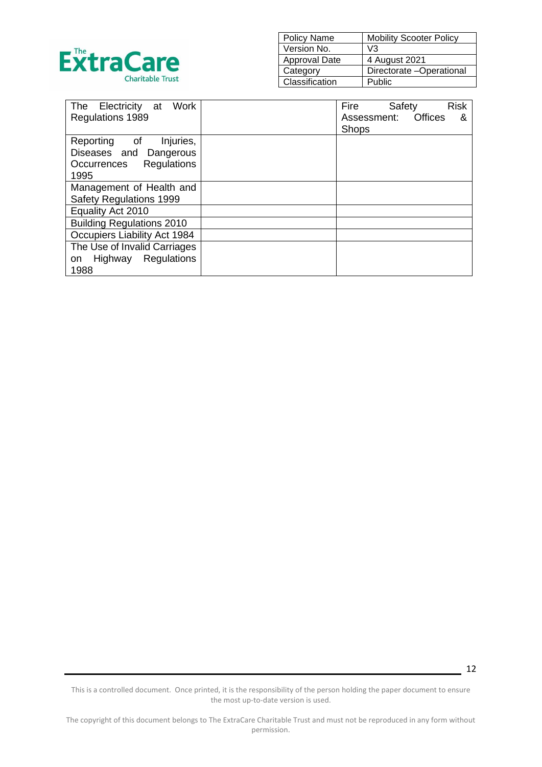| The Electricity at Work Regulations 1989 | | Fire Safety Risk Assessment: Offices & Shops |
|---|---|---|
| Reporting of Injuries, Diseases and Dangerous Occurrences Regulations 1995 | | |
| Management of Health and Safety Regulations 1999 | | |
| Equality Act 2010 | | |
| Building Regulations 2010 | | |
| Occupiers Liability Act 1984 | | |
| The Use of Invalid Carriages on Highway Regulations 1988 | | |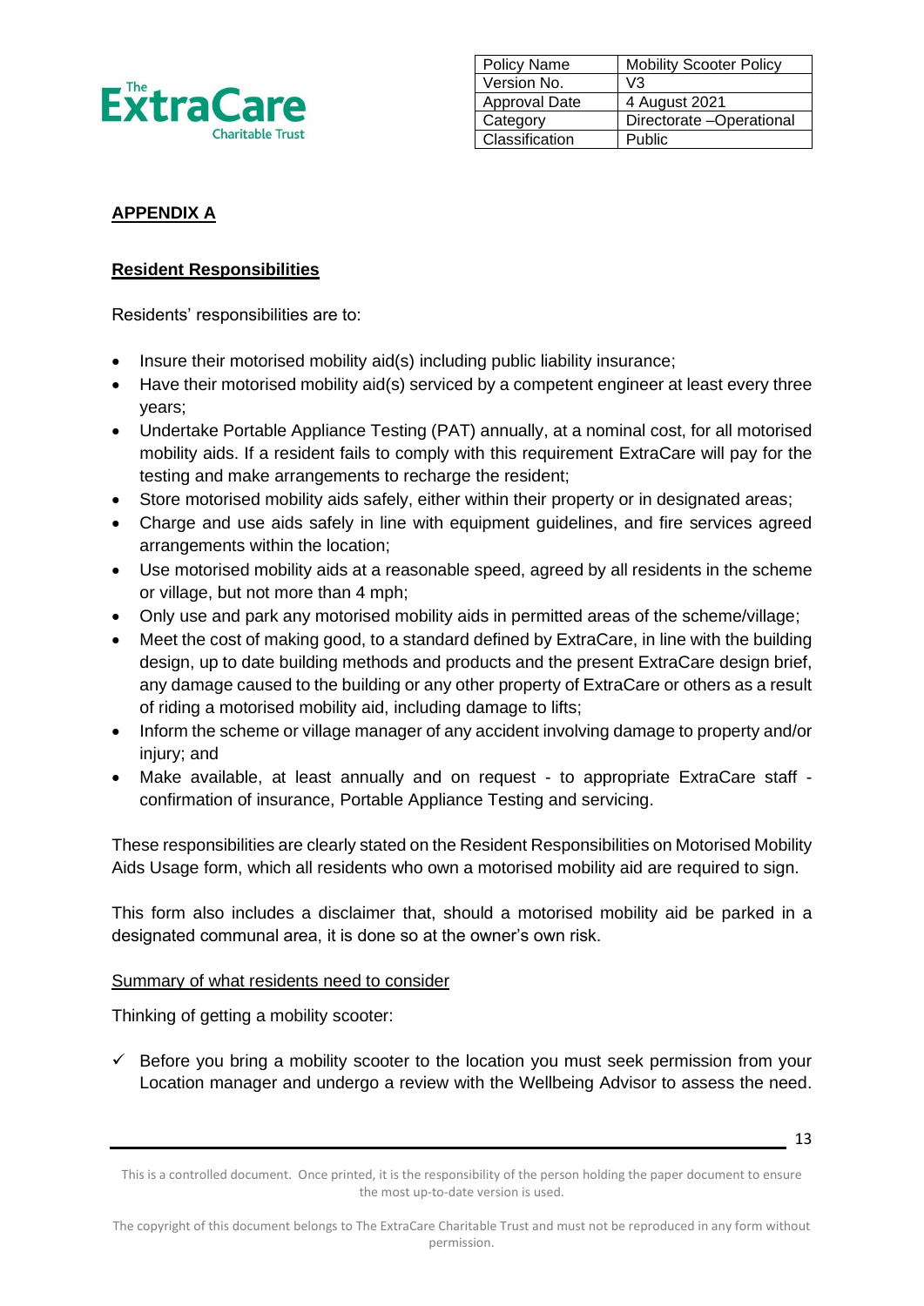## APPENDIX A

### Resident Responsibilities

Residents' responsibilities are to:

- Insure their motorised mobility aid(s) including public liability insurance;
- Have their motorised mobility aid(s) serviced by a competent engineer at least every three years;
- Undertake Portable Appliance Testing (PAT) annually, at a nominal cost, for all motorised mobility aids. If a resident fails to comply with this requirement ExtraCare will pay for the testing and make arrangements to recharge the resident;
- Store motorised mobility aids safely, either within their property or in designated areas;
- Charge and use aids safely in line with equipment guidelines, and fire services agreed arrangements within the location;
- Use motorised mobility aids at a reasonable speed, agreed by all residents in the scheme or village, but not more than 4 mph;
- Only use and park any motorised mobility aids in permitted areas of the scheme/village;
- Meet the cost of making good, to a standard defined by ExtraCare, in line with the building design, up to date building methods and products and the present ExtraCare design brief, any damage caused to the building or any other property of ExtraCare or others as a result of riding a motorised mobility aid, including damage to lifts;
- Inform the scheme or village manager of any accident involving damage to property and/or injury; and
- Make available, at least annually and on request - to appropriate ExtraCare staff - confirmation of insurance, Portable Appliance Testing and servicing.

These responsibilities are clearly stated on the Resident Responsibilities on Motorised Mobility Aids Usage form, which all residents who own a motorised mobility aid are required to sign.

This form also includes a disclaimer that, should a motorised mobility aid be parked in a designated communal area, it is done so at the owner's own risk.

Summary of what residents need to consider

Thinking of getting a mobility scooter:

- ✓ Before you bring a mobility scooter to the location you must seek permission from your Location manager and undergo a review with the Wellbeing Advisor to assess the need.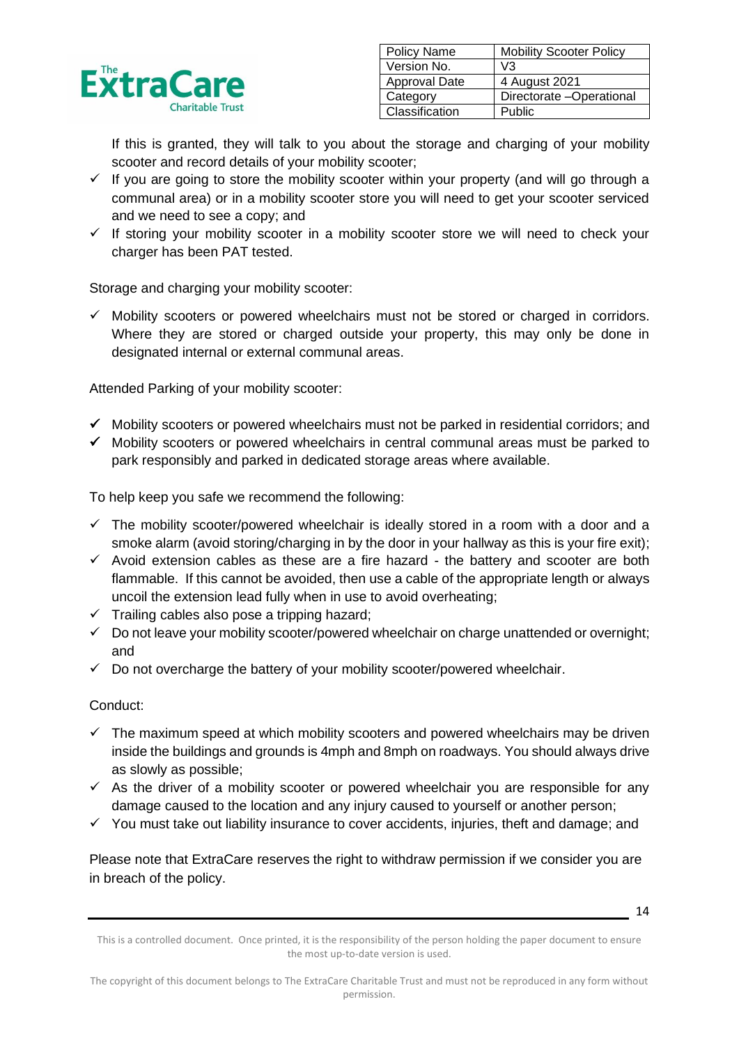If this is granted, they will talk to you about the storage and charging of your mobility scooter and record details of your mobility scooter;

- ✓ If you are going to store the mobility scooter within your property (and will go through a communal area) or in a mobility scooter store you will need to get your scooter serviced and we need to see a copy; and
- ✓ If storing your mobility scooter in a mobility scooter store we will need to check your charger has been PAT tested.

Storage and charging your mobility scooter:

- ✓ Mobility scooters or powered wheelchairs must not be stored or charged in corridors. Where they are stored or charged outside your property, this may only be done in designated internal or external communal areas.

Attended Parking of your mobility scooter:

- ✓ Mobility scooters or powered wheelchairs must not be parked in residential corridors; and
- ✓ Mobility scooters or powered wheelchairs in central communal areas must be parked to park responsibly and parked in dedicated storage areas where available.

To help keep you safe we recommend the following:

- ✓ The mobility scooter/powered wheelchair is ideally stored in a room with a door and a smoke alarm (avoid storing/charging in by the door in your hallway as this is your fire exit);
- ✓ Avoid extension cables as these are a fire hazard - the battery and scooter are both flammable. If this cannot be avoided, then use a cable of the appropriate length or always uncoil the extension lead fully when in use to avoid overheating;
- ✓ Trailing cables also pose a tripping hazard;
- ✓ Do not leave your mobility scooter/powered wheelchair on charge unattended or overnight; and
- ✓ Do not overcharge the battery of your mobility scooter/powered wheelchair.

Conduct:

- ✓ The maximum speed at which mobility scooters and powered wheelchairs may be driven inside the buildings and grounds is 4mph and 8mph on roadways. You should always drive as slowly as possible;
- ✓ As the driver of a mobility scooter or powered wheelchair you are responsible for any damage caused to the location and any injury caused to yourself or another person;
- ✓ You must take out liability insurance to cover accidents, injuries, theft and damage; and

Please note that ExtraCare reserves the right to withdraw permission if we consider you are in breach of the policy.